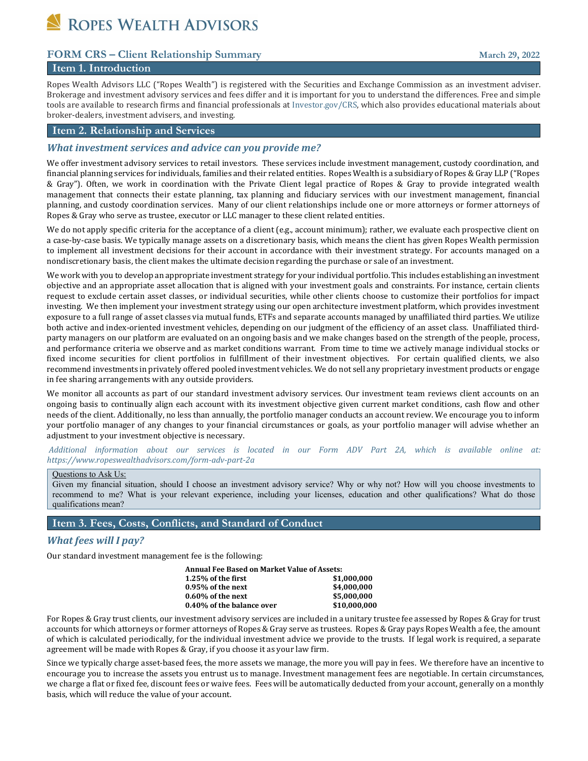# ROPES WEALTH ADVISORS

## FORM CRS – Client Relationship Summary

March 29, 2022

## Item 1. Introduction

Ropes Wealth Advisors LLC ("Ropes Wealth") is registered with the Securities and Exchange Commission as an investment adviser. Brokerage and investment advisory services and fees differ and it is important for you to understand the differences. Free and simple tools are available to research firms and financial professionals at Investor.gov/CRS, which also provides educational materials about broker-dealers, investment advisers, and investing.

## Item 2. Relationship and Services

### *What investment services and advice can you provide me?*

We offer investment advisory services to retail investors. These services include investment management, custody coordination, and financial planning services for individuals, families and their related entities. Ropes Wealth is a subsidiary of Ropes & Gray LLP ("Ropes & Gray"). Often, we work in coordination with the Private Client legal practice of Ropes & Gray to provide integrated wealth management that connects their estate planning, tax planning and fiduciary services with our investment management, financial planning, and custody coordination services. Many of our client relationships include one or more attorneys or former attorneys of Ropes & Gray who serve as trustee, executor or LLC manager to these client related entities.

We do not apply specific criteria for the acceptance of a client (e.g., account minimum); rather, we evaluate each prospective client on a case-by-case basis. We typically manage assets on a discretionary basis, which means the client has given Ropes Wealth permission to implement all investment decisions for their account in accordance with their investment strategy. For accounts managed on a nondiscretionary basis, the client makes the ultimate decision regarding the purchase or sale of an investment.

We work with you to develop an appropriate investment strategy for your individual portfolio. This includes establishing an investment objective and an appropriate asset allocation that is aligned with your investment goals and constraints. For instance, certain clients request to exclude certain asset classes, or individual securities, while other clients choose to customize their portfolios for impact investing. We then implement your investment strategy using our open architecture investment platform, which provides investment exposure to a full range of asset classes via mutual funds, ETFs and separate accounts managed by unaffiliated third parties. We utilize both active and index-oriented investment vehicles, depending on our judgment of the efficiency of an asset class. Unaffiliated third-party managers on our platform are evaluated on an ongoing basis and we make changes based on the strength of the people, process, and performance criteria we observe and as market conditions warrant. From time to time we actively manage individual stocks or fixed income securities for client portfolios in fulfillment of their investment objectives. For certain qualified clients, we also recommend investments in privately offered pooled investment vehicles. We do not sell any proprietary investment products or engage in fee sharing arrangements with any outside providers.

We monitor all accounts as part of our standard investment advisory services. Our investment team reviews client accounts on an ongoing basis to continually align each account with its investment objective given current market conditions, cash flow and other needs of the client. Additionally, no less than annually, the portfolio manager conducts an account review. We encourage you to inform your portfolio manager of any changes to your financial circumstances or goals, as your portfolio manager will advise whether an adjustment to your investment objective is necessary.

*Additional information about our services is located in our Form ADV Part 2A, which is available online at: https://www.ropeswealthadvisors.com/form-adv-part-2a*

> Questions to Ask Us:
> Given my financial situation, should I choose an investment advisory service? Why or why not? How will you choose investments to recommend to me? What is your relevant experience, including your licenses, education and other qualifications? What do those qualifications mean?

## Item 3. Fees, Costs, Conflicts, and Standard of Conduct

### *What fees will I pay?*

Our standard investment management fee is the following:

| Annual Fee Based on Market Value of Assets: | |
|---|---|
| **1.25% of the first** | **$1,000,000** |
| **0.95% of the next** | **$4,000,000** |
| **0.60% of the next** | **$5,000,000** |
| **0.40% of the balance over** | **$10,000,000** |

For Ropes & Gray trust clients, our investment advisory services are included in a unitary trustee fee assessed by Ropes & Gray for trust accounts for which attorneys or former attorneys of Ropes & Gray serve as trustees. Ropes & Gray pays Ropes Wealth a fee, the amount of which is calculated periodically, for the individual investment advice we provide to the trusts. If legal work is required, a separate agreement will be made with Ropes & Gray, if you choose it as your law firm.

Since we typically charge asset-based fees, the more assets we manage, the more you will pay in fees. We therefore have an incentive to encourage you to increase the assets you entrust us to manage. Investment management fees are negotiable. In certain circumstances, we charge a flat or fixed fee, discount fees or waive fees. Fees will be automatically deducted from your account, generally on a monthly basis, which will reduce the value of your account.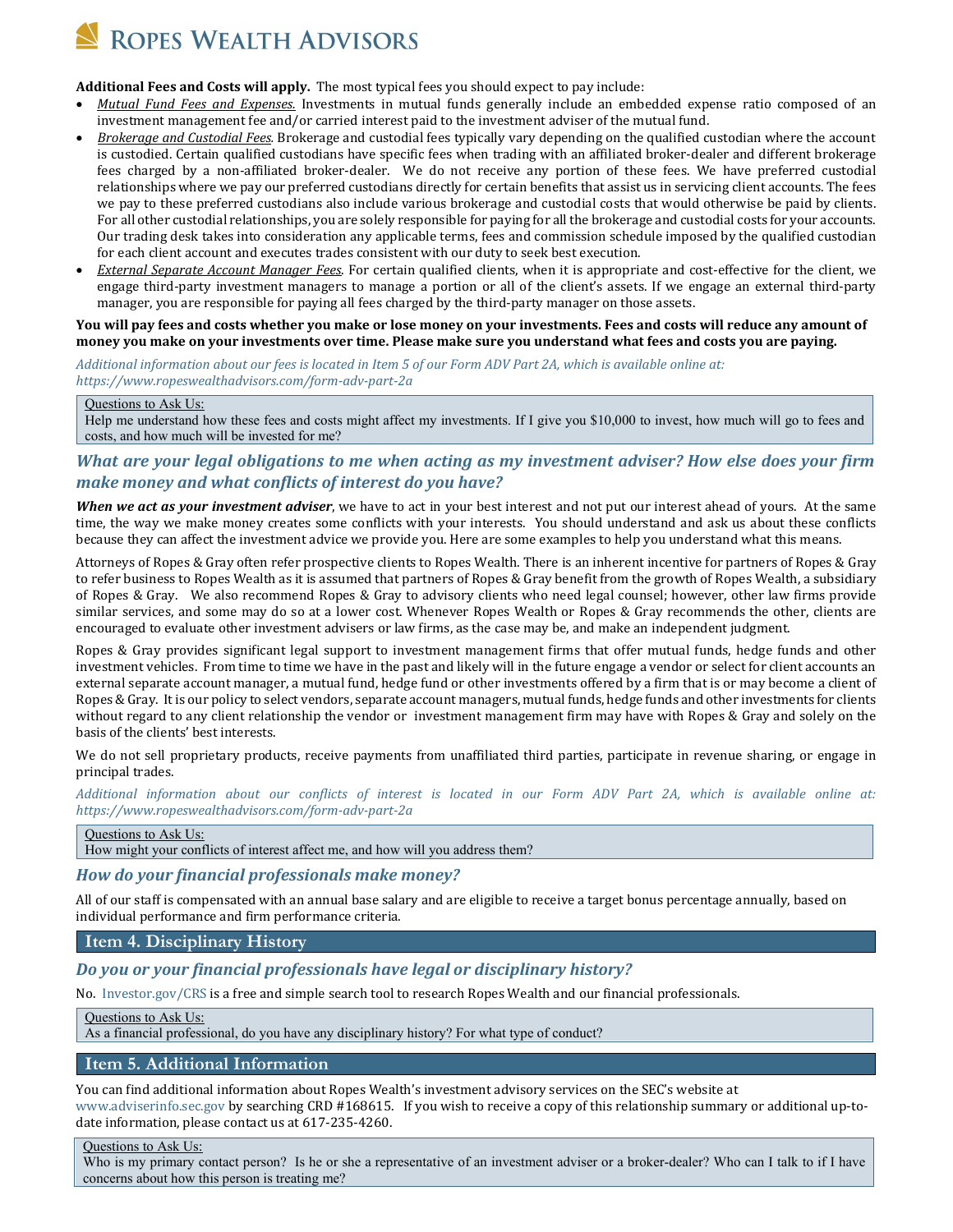**Additional Fees and Costs will apply.** The most typical fees you should expect to pay include:

- *Mutual Fund Fees and Expenses.* Investments in mutual funds generally include an embedded expense ratio composed of an investment management fee and/or carried interest paid to the investment adviser of the mutual fund.
- *Brokerage and Custodial Fees.* Brokerage and custodial fees typically vary depending on the qualified custodian where the account is custodied. Certain qualified custodians have specific fees when trading with an affiliated broker-dealer and different brokerage fees charged by a non-affiliated broker-dealer. We do not receive any portion of these fees. We have preferred custodial relationships where we pay our preferred custodians directly for certain benefits that assist us in servicing client accounts. The fees we pay to these preferred custodians also include various brokerage and custodial costs that would otherwise be paid by clients. For all other custodial relationships, you are solely responsible for paying for all the brokerage and custodial costs for your accounts. Our trading desk takes into consideration any applicable terms, fees and commission schedule imposed by the qualified custodian for each client account and executes trades consistent with our duty to seek best execution.
- *External Separate Account Manager Fees.* For certain qualified clients, when it is appropriate and cost-effective for the client, we engage third-party investment managers to manage a portion or all of the client's assets. If we engage an external third-party manager, you are responsible for paying all fees charged by the third-party manager on those assets.

**You will pay fees and costs whether you make or lose money on your investments. Fees and costs will reduce any amount of money you make on your investments over time. Please make sure you understand what fees and costs you are paying.**

*Additional information about our fees is located in Item 5 of our Form ADV Part 2A, which is available online at: https://www.ropeswealthadvisors.com/form-adv-part-2a*

> Questions to Ask Us:
> Help me understand how these fees and costs might affect my investments. If I give you $10,000 to invest, how much will go to fees and costs, and how much will be invested for me?

### *What are your legal obligations to me when acting as my investment adviser? How else does your firm make money and what conflicts of interest do you have?*

***When we act as your investment adviser***, we have to act in your best interest and not put our interest ahead of yours. At the same time, the way we make money creates some conflicts with your interests. You should understand and ask us about these conflicts because they can affect the investment advice we provide you. Here are some examples to help you understand what this means.

Attorneys of Ropes & Gray often refer prospective clients to Ropes Wealth. There is an inherent incentive for partners of Ropes & Gray to refer business to Ropes Wealth as it is assumed that partners of Ropes & Gray benefit from the growth of Ropes Wealth, a subsidiary of Ropes & Gray. We also recommend Ropes & Gray to advisory clients who need legal counsel; however, other law firms provide similar services, and some may do so at a lower cost. Whenever Ropes Wealth or Ropes & Gray recommends the other, clients are encouraged to evaluate other investment advisers or law firms, as the case may be, and make an independent judgment.

Ropes & Gray provides significant legal support to investment management firms that offer mutual funds, hedge funds and other investment vehicles. From time to time we have in the past and likely will in the future engage a vendor or select for client accounts an external separate account manager, a mutual fund, hedge fund or other investments offered by a firm that is or may become a client of Ropes & Gray. It is our policy to select vendors, separate account managers, mutual funds, hedge funds and other investments for clients without regard to any client relationship the vendor or investment management firm may have with Ropes & Gray and solely on the basis of the clients' best interests.

We do not sell proprietary products, receive payments from unaffiliated third parties, participate in revenue sharing, or engage in principal trades.

*Additional information about our conflicts of interest is located in our Form ADV Part 2A, which is available online at: https://www.ropeswealthadvisors.com/form-adv-part-2a*

> Questions to Ask Us:
> How might your conflicts of interest affect me, and how will you address them?

### *How do your financial professionals make money?*

All of our staff is compensated with an annual base salary and are eligible to receive a target bonus percentage annually, based on individual performance and firm performance criteria.

## Item 4. Disciplinary History

### *Do you or your financial professionals have legal or disciplinary history?*

No. Investor.gov/CRS is a free and simple search tool to research Ropes Wealth and our financial professionals.

> Questions to Ask Us:
> As a financial professional, do you have any disciplinary history? For what type of conduct?

## Item 5. Additional Information

You can find additional information about Ropes Wealth's investment advisory services on the SEC's website at www.adviserinfo.sec.gov by searching CRD #168615. If you wish to receive a copy of this relationship summary or additional up-to-date information, please contact us at 617-235-4260.

> Questions to Ask Us:
> Who is my primary contact person? Is he or she a representative of an investment adviser or a broker-dealer? Who can I talk to if I have concerns about how this person is treating me?